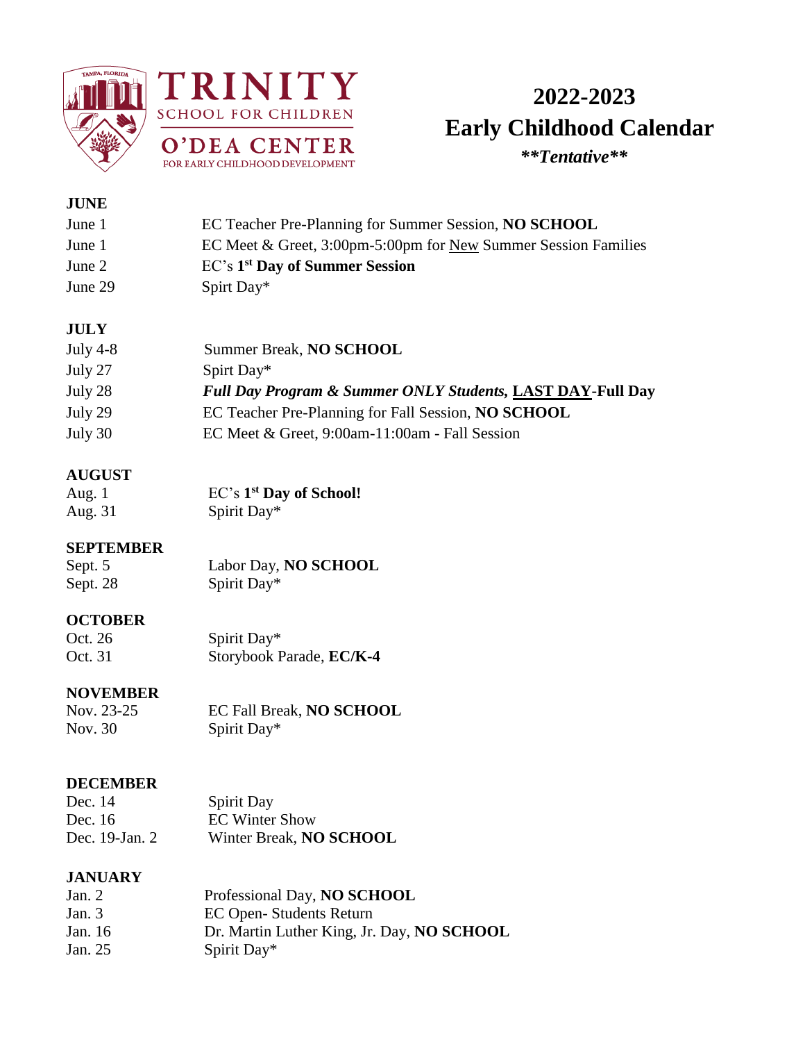TRINITY
SCHOOL FOR CHILDREN
O'DEA CENTER
FOR EARLY CHILDHOOD DEVELOPMENT

# 2022-2023
# Early Childhood Calendar
***\*\*Tentative\*\****

## JUNE

| | |
|---|---|
| June 1 | EC Teacher Pre-Planning for Summer Session, **NO SCHOOL** |
| June 1 | EC Meet & Greet, 3:00pm-5:00pm for New Summer Session Families |
| June 2 | EC's **1st Day of Summer Session** |
| June 29 | Spirt Day* |

## JULY

| | |
|---|---|
| July 4-8 | Summer Break, **NO SCHOOL** |
| July 27 | Spirt Day* |
| July 28 | ***Full Day Program & Summer ONLY Students*, LAST DAY-Full Day** |
| July 29 | EC Teacher Pre-Planning for Fall Session, **NO SCHOOL** |
| July 30 | EC Meet & Greet, 9:00am-11:00am - Fall Session |

## AUGUST

| | |
|---|---|
| Aug. 1 | EC's **1st Day of School!** |
| Aug. 31 | Spirit Day* |

## SEPTEMBER

| | |
|---|---|
| Sept. 5 | Labor Day, **NO SCHOOL** |
| Sept. 28 | Spirit Day* |

## OCTOBER

| | |
|---|---|
| Oct. 26 | Spirit Day* |
| Oct. 31 | Storybook Parade, **EC/K-4** |

## NOVEMBER

| | |
|---|---|
| Nov. 23-25 | EC Fall Break, **NO SCHOOL** |
| Nov. 30 | Spirit Day* |

## DECEMBER

| | |
|---|---|
| Dec. 14 | Spirit Day |
| Dec. 16 | EC Winter Show |
| Dec. 19-Jan. 2 | Winter Break, **NO SCHOOL** |

## JANUARY

| | |
|---|---|
| Jan. 2 | Professional Day, **NO SCHOOL** |
| Jan. 3 | EC Open- Students Return |
| Jan. 16 | Dr. Martin Luther King, Jr. Day, **NO SCHOOL** |
| Jan. 25 | Spirit Day* |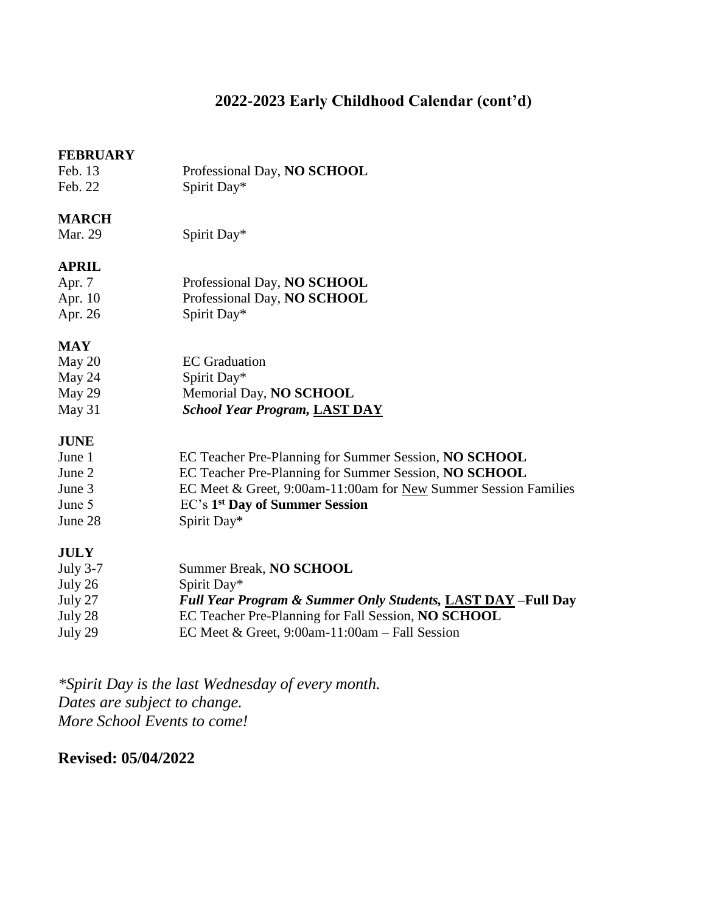## 2022-2023 Early Childhood Calendar (cont'd)

**FEBRUARY**

| | |
|---|---|
| Feb. 13 | Professional Day, **NO SCHOOL** |
| Feb. 22 | Spirit Day* |

**MARCH**

| | |
|---|---|
| Mar. 29 | Spirit Day* |

**APRIL**

| | |
|---|---|
| Apr. 7 | Professional Day, **NO SCHOOL** |
| Apr. 10 | Professional Day, **NO SCHOOL** |
| Apr. 26 | Spirit Day* |

**MAY**

| | |
|---|---|
| May 20 | EC Graduation |
| May 24 | Spirit Day* |
| May 29 | Memorial Day, **NO SCHOOL** |
| May 31 | ***School Year Program,* <u>LAST DAY</u>** |

**JUNE**

| | |
|---|---|
| June 1 | EC Teacher Pre-Planning for Summer Session, **NO SCHOOL** |
| June 2 | EC Teacher Pre-Planning for Summer Session, **NO SCHOOL** |
| June 3 | EC Meet & Greet, 9:00am-11:00am for <u>New</u> Summer Session Families |
| June 5 | **EC's 1st Day of Summer Session** |
| June 28 | Spirit Day* |

**JULY**

| | |
|---|---|
| July 3-7 | Summer Break, **NO SCHOOL** |
| July 26 | Spirit Day* |
| July 27 | ***Full Year Program & Summer Only Students,* <u>LAST DAY</u> –Full Day** |
| July 28 | EC Teacher Pre-Planning for Fall Session, **NO SCHOOL** |
| July 29 | EC Meet & Greet, 9:00am-11:00am – Fall Session |

*\*Spirit Day is the last Wednesday of every month.*
*Dates are subject to change.*
*More School Events to come!*

**Revised: 05/04/2022**